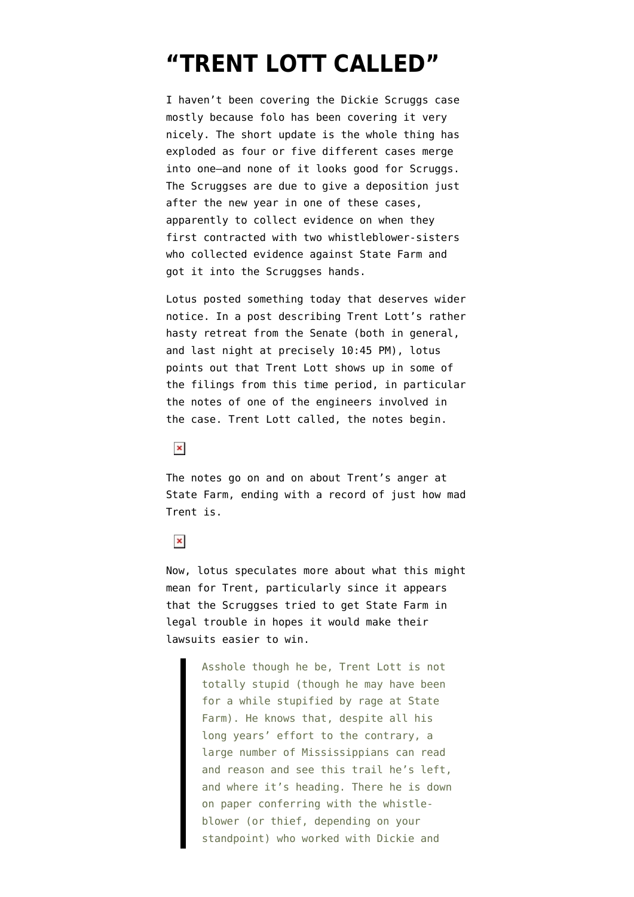# "TRENT LOTT CALLED"

I haven't been covering the Dickie Scruggs case mostly because folo has been covering it very nicely. The short update is the whole thing has exploded as four or five different cases merge into one—and none of it looks good for Scruggs. The Scruggses are due to give a deposition just after the new year in one of these cases, apparently to collect evidence on when they first contracted with two whistleblower-sisters who collected evidence against State Farm and got it into the Scruggses hands.

Lotus posted something today that deserves wider notice. In a post describing Trent Lott's rather hasty retreat from the Senate (both in general, and last night at precisely 10:45 PM), lotus points out that Trent Lott shows up in some of the filings from this time period, in particular the notes of one of the engineers involved in the case. Trent Lott called, the notes begin.

The notes go on and on about Trent's anger at State Farm, ending with a record of just how mad Trent is.

Now, lotus speculates more about what this might mean for Trent, particularly since it appears that the Scruggses tried to get State Farm in legal trouble in hopes it would make their lawsuits easier to win.

> Asshole though he be, Trent Lott is not totally stupid (though he may have been for a while stupified by rage at State Farm). He knows that, despite all his long years' effort to the contrary, a large number of Mississippians can read and reason and see this trail he's left, and where it's heading. There he is down on paper conferring with the whistle-blower (or thief, depending on your standpoint) who worked with Dickie and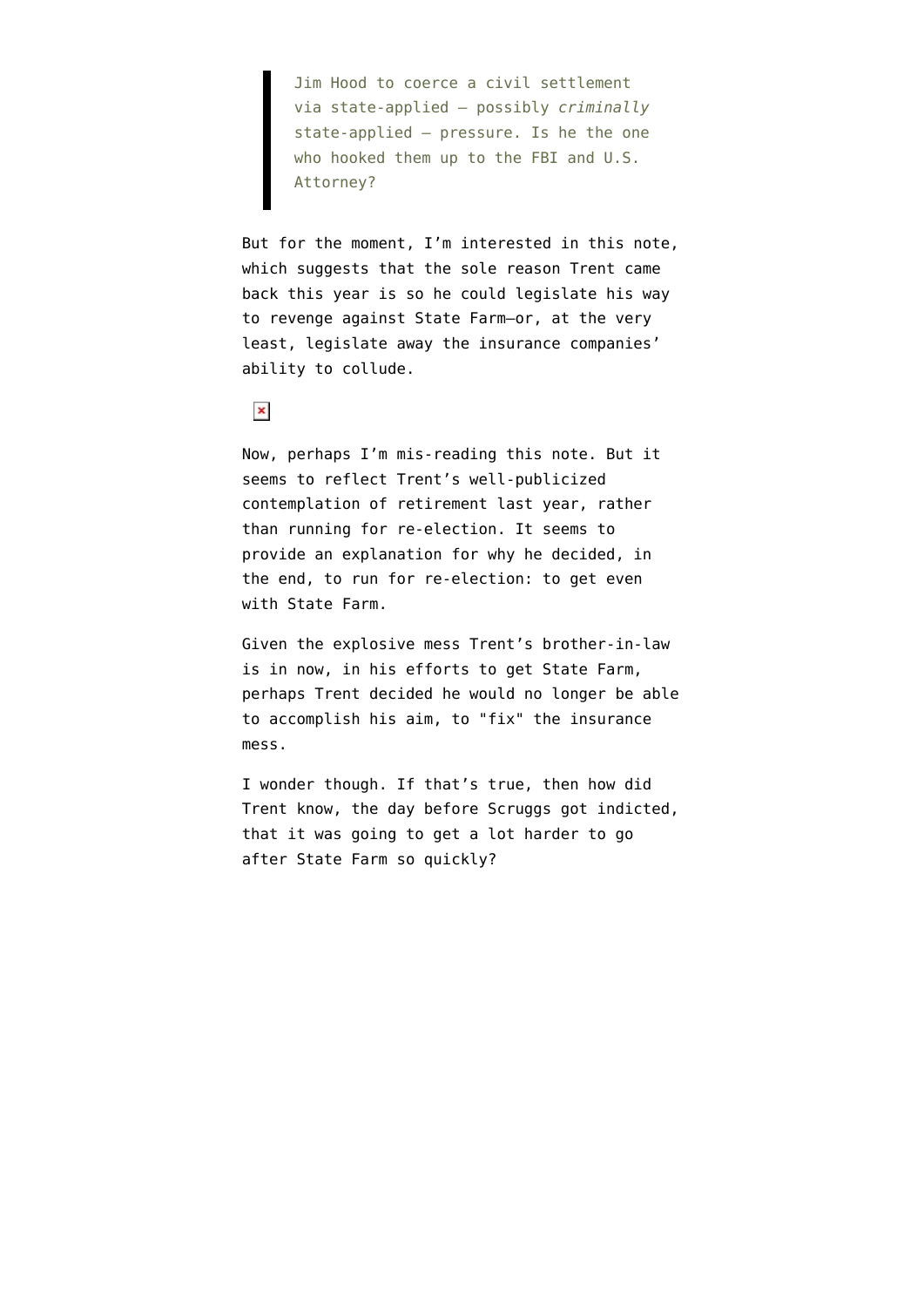> Jim Hood to coerce a civil settlement via state-applied — possibly *criminally* state-applied — pressure. Is he the one who hooked them up to the FBI and U.S. Attorney?

But for the moment, I'm interested in this note, which suggests that the sole reason Trent came back this year is so he could legislate his way to revenge against State Farm—or, at the very least, legislate away the insurance companies' ability to collude.

Now, perhaps I'm mis-reading this note. But it seems to reflect Trent's well-publicized contemplation of retirement last year, rather than running for re-election. It seems to provide an explanation for why he decided, in the end, to run for re-election: to get even with State Farm.

Given the explosive mess Trent's brother-in-law is in now, in his efforts to get State Farm, perhaps Trent decided he would no longer be able to accomplish his aim, to "fix" the insurance mess.

I wonder though. If that's true, then how did Trent know, the day before Scruggs got indicted, that it was going to get a lot harder to go after State Farm so quickly?